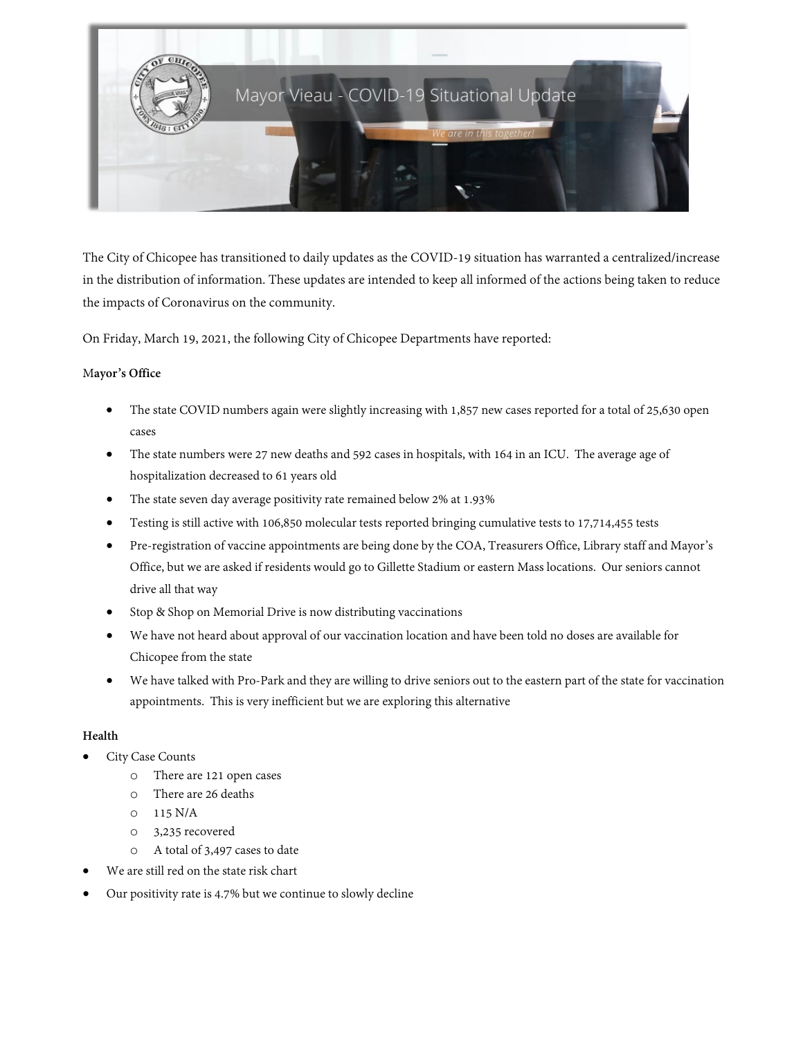Mayor Vieau - COVID-19 Situational Update

*We are in this together!*

The City of Chicopee has transitioned to daily updates as the COVID-19 situation has warranted a centralized/increase in the distribution of information. These updates are intended to keep all informed of the actions being taken to reduce the impacts of Coronavirus on the community.

On Friday, March 19, 2021, the following City of Chicopee Departments have reported:

**Mayor's Office**

- The state COVID numbers again were slightly increasing with 1,857 new cases reported for a total of 25,630 open cases
- The state numbers were 27 new deaths and 592 cases in hospitals, with 164 in an ICU. The average age of hospitalization decreased to 61 years old
- The state seven day average positivity rate remained below 2% at 1.93%
- Testing is still active with 106,850 molecular tests reported bringing cumulative tests to 17,714,455 tests
- Pre-registration of vaccine appointments are being done by the COA, Treasurers Office, Library staff and Mayor's Office, but we are asked if residents would go to Gillette Stadium or eastern Mass locations. Our seniors cannot drive all that way
- Stop & Shop on Memorial Drive is now distributing vaccinations
- We have not heard about approval of our vaccination location and have been told no doses are available for Chicopee from the state
- We have talked with Pro-Park and they are willing to drive seniors out to the eastern part of the state for vaccination appointments. This is very inefficient but we are exploring this alternative

**Health**

- City Case Counts
  - There are 121 open cases
  - There are 26 deaths
  - 115 N/A
  - 3,235 recovered
  - A total of 3,497 cases to date
- We are still red on the state risk chart
- Our positivity rate is 4.7% but we continue to slowly decline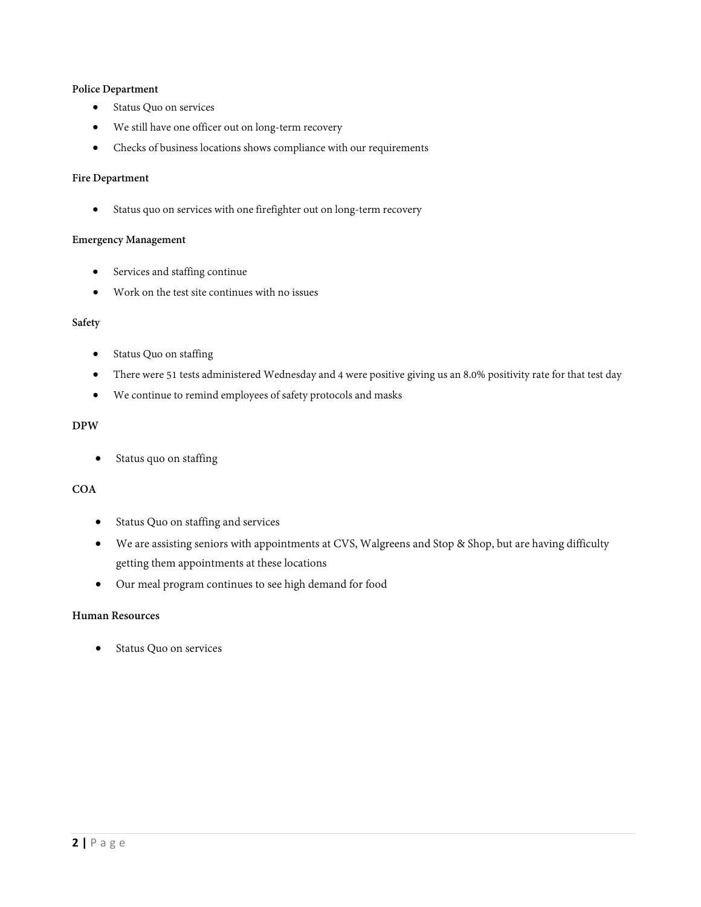**Police Department**

- Status Quo on services
- We still have one officer out on long-term recovery
- Checks of business locations shows compliance with our requirements

**Fire Department**

- Status quo on services with one firefighter out on long-term recovery

**Emergency Management**

- Services and staffing continue
- Work on the test site continues with no issues

**Safety**

- Status Quo on staffing
- There were 51 tests administered Wednesday and 4 were positive giving us an 8.0% positivity rate for that test day
- We continue to remind employees of safety protocols and masks

**DPW**

- Status quo on staffing

**COA**

- Status Quo on staffing and services
- We are assisting seniors with appointments at CVS, Walgreens and Stop & Shop, but are having difficulty getting them appointments at these locations
- Our meal program continues to see high demand for food

**Human Resources**

- Status Quo on services